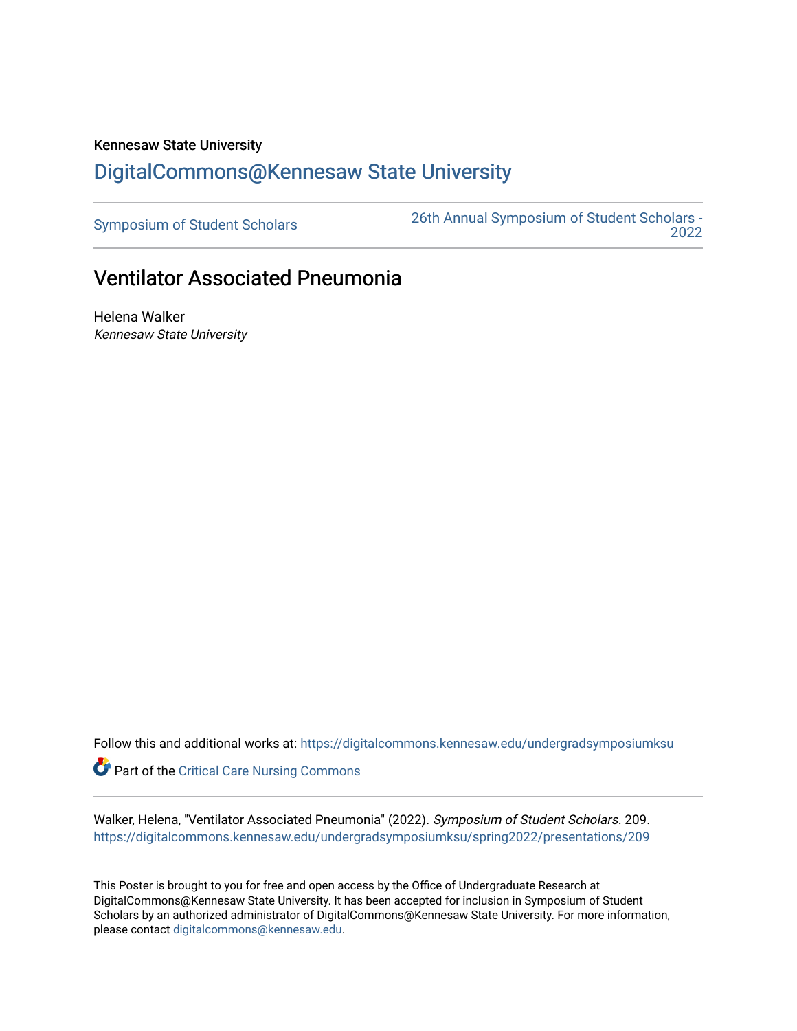Kennesaw State University

DigitalCommons@Kennesaw State University

Symposium of Student Scholars | 26th Annual Symposium of Student Scholars - 2022

# Ventilator Associated Pneumonia

Helena Walker

*Kennesaw State University*

Follow this and additional works at: https://digitalcommons.kennesaw.edu/undergradsymposiumksu

Part of the Critical Care Nursing Commons

Walker, Helena, "Ventilator Associated Pneumonia" (2022). *Symposium of Student Scholars*. 209. https://digitalcommons.kennesaw.edu/undergradsymposiumksu/spring2022/presentations/209

This Poster is brought to you for free and open access by the Office of Undergraduate Research at DigitalCommons@Kennesaw State University. It has been accepted for inclusion in Symposium of Student Scholars by an authorized administrator of DigitalCommons@Kennesaw State University. For more information, please contact digitalcommons@kennesaw.edu.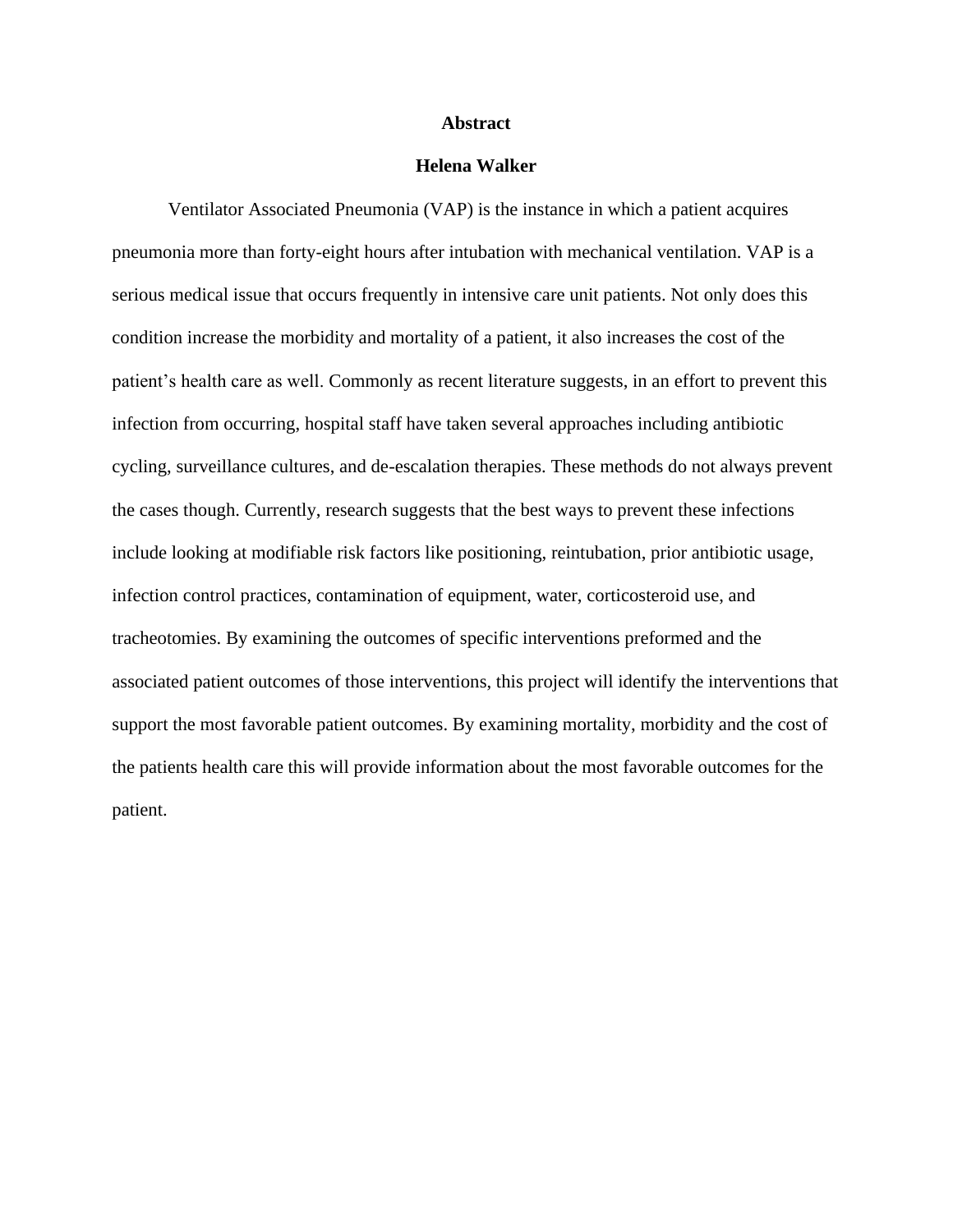# Abstract

**Helena Walker**

Ventilator Associated Pneumonia (VAP) is the instance in which a patient acquires pneumonia more than forty-eight hours after intubation with mechanical ventilation. VAP is a serious medical issue that occurs frequently in intensive care unit patients. Not only does this condition increase the morbidity and mortality of a patient, it also increases the cost of the patient's health care as well. Commonly as recent literature suggests, in an effort to prevent this infection from occurring, hospital staff have taken several approaches including antibiotic cycling, surveillance cultures, and de-escalation therapies. These methods do not always prevent the cases though. Currently, research suggests that the best ways to prevent these infections include looking at modifiable risk factors like positioning, reintubation, prior antibiotic usage, infection control practices, contamination of equipment, water, corticosteroid use, and tracheotomies. By examining the outcomes of specific interventions preformed and the associated patient outcomes of those interventions, this project will identify the interventions that support the most favorable patient outcomes. By examining mortality, morbidity and the cost of the patients health care this will provide information about the most favorable outcomes for the patient.